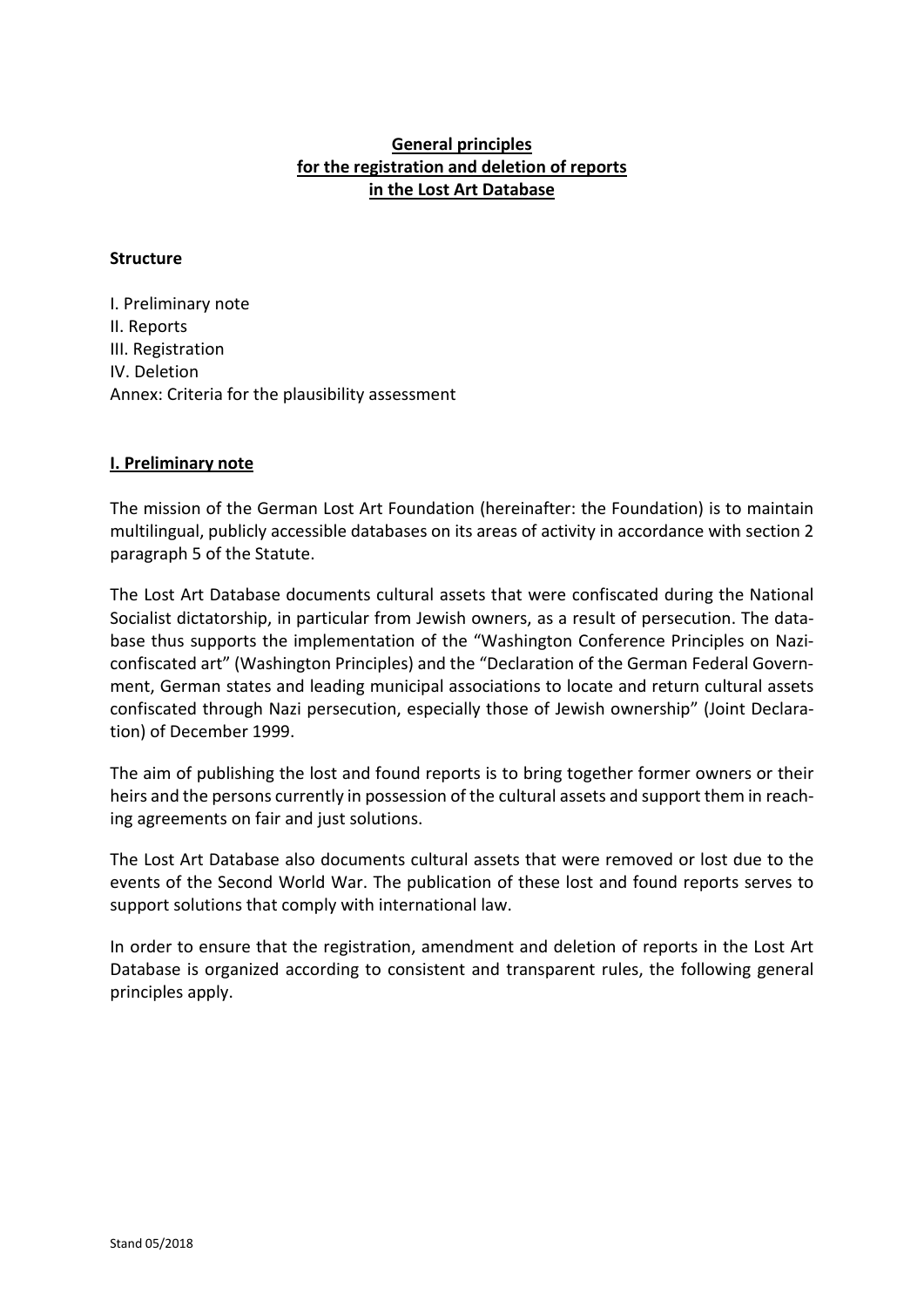# General principles for the registration and deletion of reports in the Lost Art Database

**Structure**

I. Preliminary note
II. Reports
III. Registration
IV. Deletion
Annex: Criteria for the plausibility assessment

## I. Preliminary note

The mission of the German Lost Art Foundation (hereinafter: the Foundation) is to maintain multilingual, publicly accessible databases on its areas of activity in accordance with section 2 paragraph 5 of the Statute.

The Lost Art Database documents cultural assets that were confiscated during the National Socialist dictatorship, in particular from Jewish owners, as a result of persecution. The database thus supports the implementation of the "Washington Conference Principles on Nazi-confiscated art" (Washington Principles) and the "Declaration of the German Federal Government, German states and leading municipal associations to locate and return cultural assets confiscated through Nazi persecution, especially those of Jewish ownership" (Joint Declaration) of December 1999.

The aim of publishing the lost and found reports is to bring together former owners or their heirs and the persons currently in possession of the cultural assets and support them in reaching agreements on fair and just solutions.

The Lost Art Database also documents cultural assets that were removed or lost due to the events of the Second World War. The publication of these lost and found reports serves to support solutions that comply with international law.

In order to ensure that the registration, amendment and deletion of reports in the Lost Art Database is organized according to consistent and transparent rules, the following general principles apply.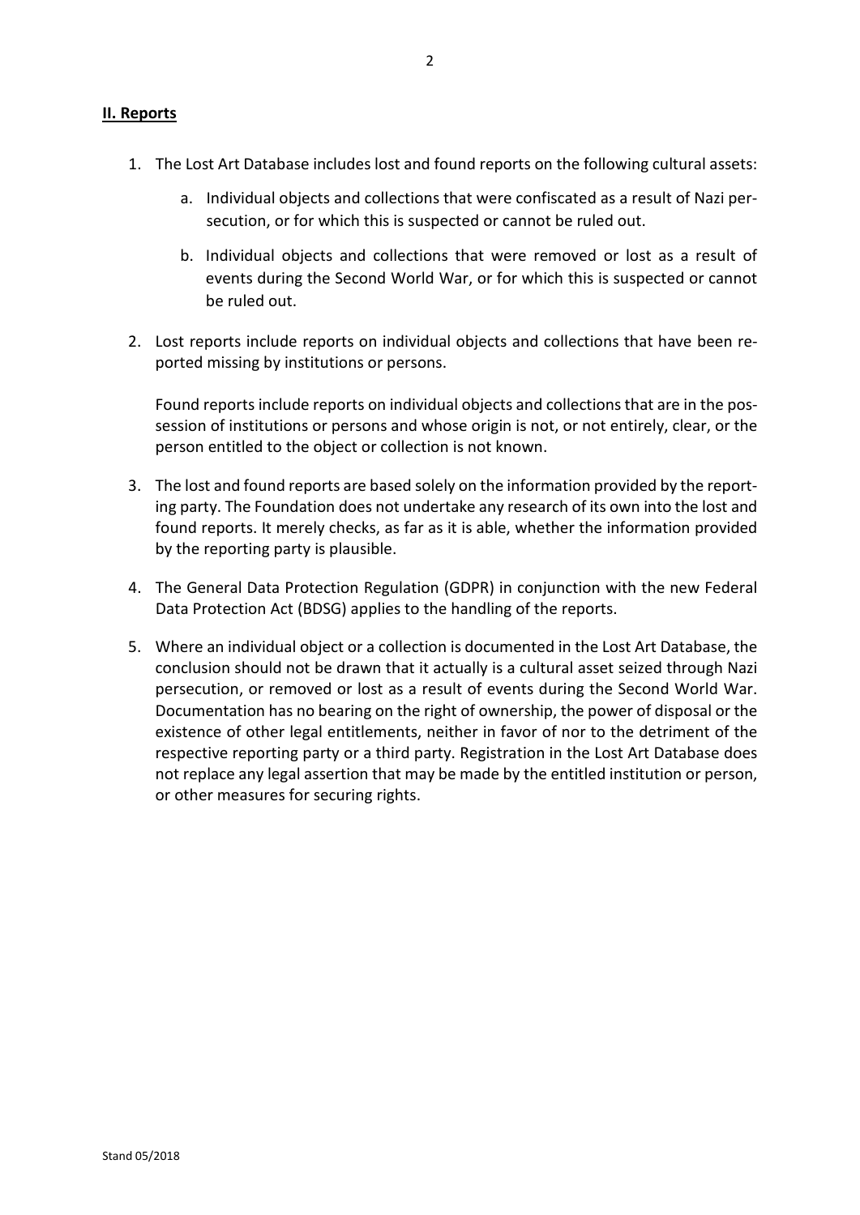## II. Reports

1. The Lost Art Database includes lost and found reports on the following cultural assets:

    a. Individual objects and collections that were confiscated as a result of Nazi persecution, or for which this is suspected or cannot be ruled out.

    b. Individual objects and collections that were removed or lost as a result of events during the Second World War, or for which this is suspected or cannot be ruled out.

2. Lost reports include reports on individual objects and collections that have been reported missing by institutions or persons.

    Found reports include reports on individual objects and collections that are in the possession of institutions or persons and whose origin is not, or not entirely, clear, or the person entitled to the object or collection is not known.

3. The lost and found reports are based solely on the information provided by the reporting party. The Foundation does not undertake any research of its own into the lost and found reports. It merely checks, as far as it is able, whether the information provided by the reporting party is plausible.

4. The General Data Protection Regulation (GDPR) in conjunction with the new Federal Data Protection Act (BDSG) applies to the handling of the reports.

5. Where an individual object or a collection is documented in the Lost Art Database, the conclusion should not be drawn that it actually is a cultural asset seized through Nazi persecution, or removed or lost as a result of events during the Second World War. Documentation has no bearing on the right of ownership, the power of disposal or the existence of other legal entitlements, neither in favor of nor to the detriment of the respective reporting party or a third party. Registration in the Lost Art Database does not replace any legal assertion that may be made by the entitled institution or person, or other measures for securing rights.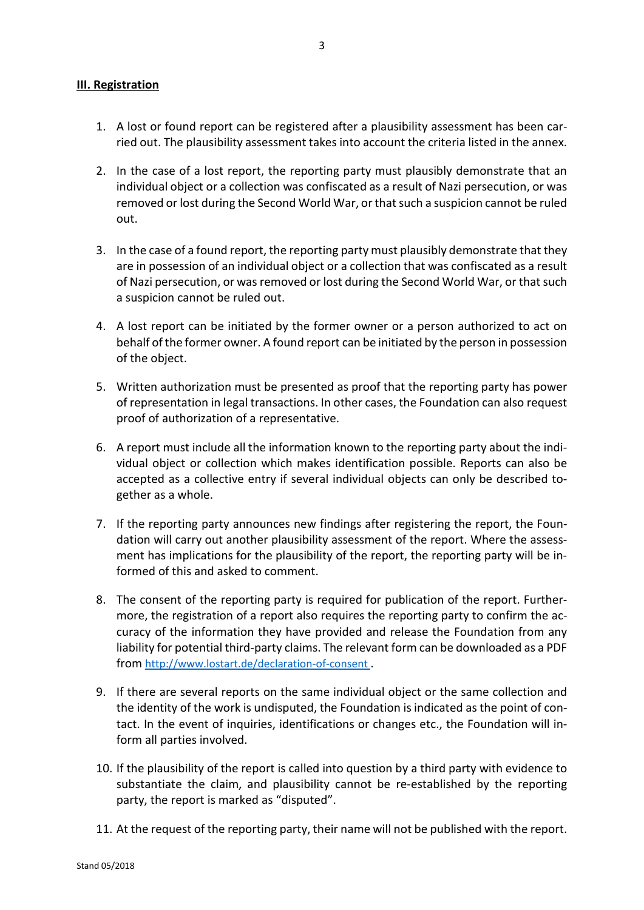## III. Registration

1. A lost or found report can be registered after a plausibility assessment has been carried out. The plausibility assessment takes into account the criteria listed in the annex.

2. In the case of a lost report, the reporting party must plausibly demonstrate that an individual object or a collection was confiscated as a result of Nazi persecution, or was removed or lost during the Second World War, or that such a suspicion cannot be ruled out.

3. In the case of a found report, the reporting party must plausibly demonstrate that they are in possession of an individual object or a collection that was confiscated as a result of Nazi persecution, or was removed or lost during the Second World War, or that such a suspicion cannot be ruled out.

4. A lost report can be initiated by the former owner or a person authorized to act on behalf of the former owner. A found report can be initiated by the person in possession of the object.

5. Written authorization must be presented as proof that the reporting party has power of representation in legal transactions. In other cases, the Foundation can also request proof of authorization of a representative.

6. A report must include all the information known to the reporting party about the individual object or collection which makes identification possible. Reports can also be accepted as a collective entry if several individual objects can only be described together as a whole.

7. If the reporting party announces new findings after registering the report, the Foundation will carry out another plausibility assessment of the report. Where the assessment has implications for the plausibility of the report, the reporting party will be informed of this and asked to comment.

8. The consent of the reporting party is required for publication of the report. Furthermore, the registration of a report also requires the reporting party to confirm the accuracy of the information they have provided and release the Foundation from any liability for potential third-party claims. The relevant form can be downloaded as a PDF from http://www.lostart.de/declaration-of-consent .

9. If there are several reports on the same individual object or the same collection and the identity of the work is undisputed, the Foundation is indicated as the point of contact. In the event of inquiries, identifications or changes etc., the Foundation will inform all parties involved.

10. If the plausibility of the report is called into question by a third party with evidence to substantiate the claim, and plausibility cannot be re-established by the reporting party, the report is marked as "disputed".

11. At the request of the reporting party, their name will not be published with the report.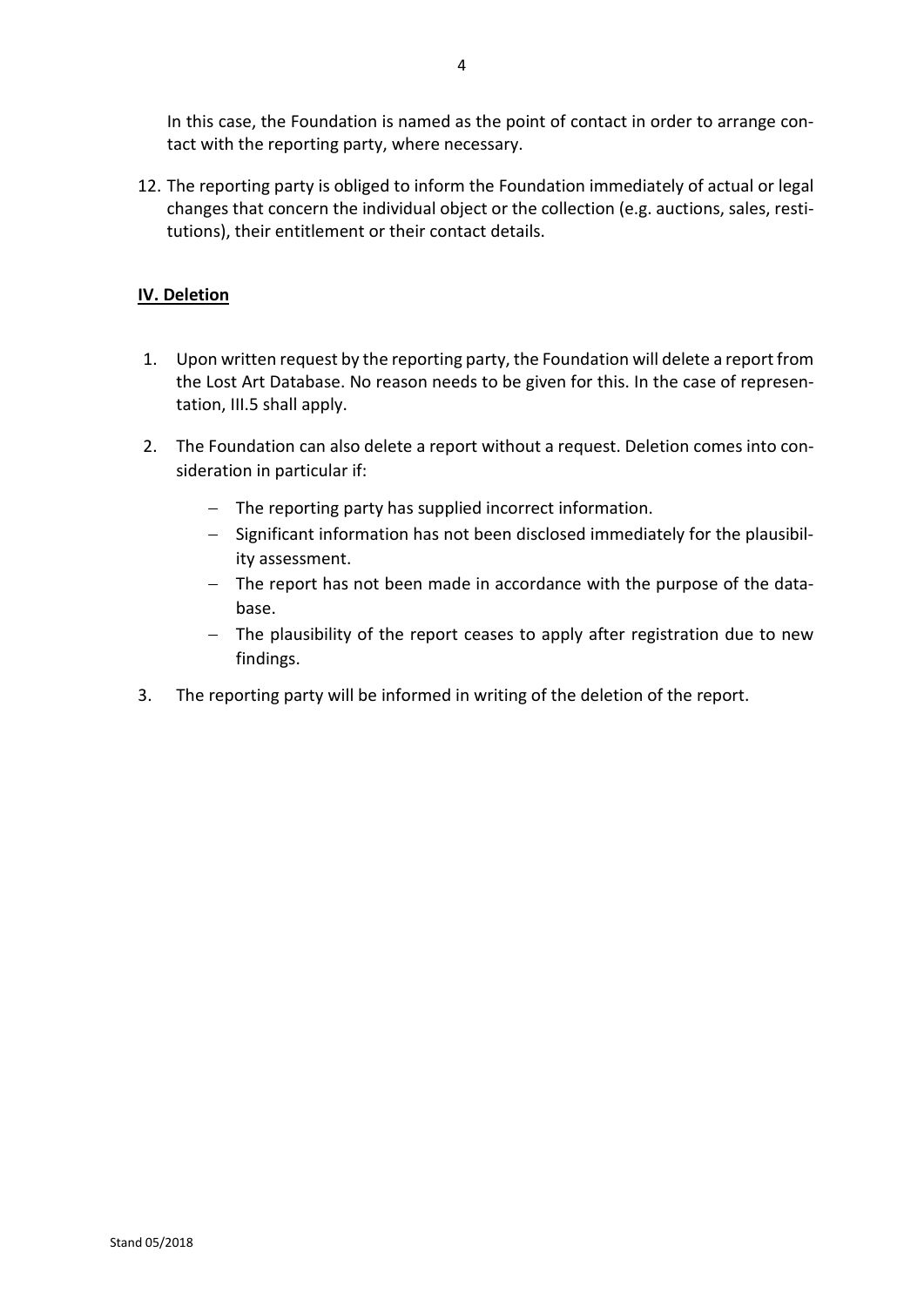In this case, the Foundation is named as the point of contact in order to arrange contact with the reporting party, where necessary.

12. The reporting party is obliged to inform the Foundation immediately of actual or legal changes that concern the individual object or the collection (e.g. auctions, sales, restitutions), their entitlement or their contact details.

## IV. Deletion

1. Upon written request by the reporting party, the Foundation will delete a report from the Lost Art Database. No reason needs to be given for this. In the case of representation, III.5 shall apply.

2. The Foundation can also delete a report without a request. Deletion comes into consideration in particular if:

   - The reporting party has supplied incorrect information.
   - Significant information has not been disclosed immediately for the plausibility assessment.
   - The report has not been made in accordance with the purpose of the database.
   - The plausibility of the report ceases to apply after registration due to new findings.

3. The reporting party will be informed in writing of the deletion of the report.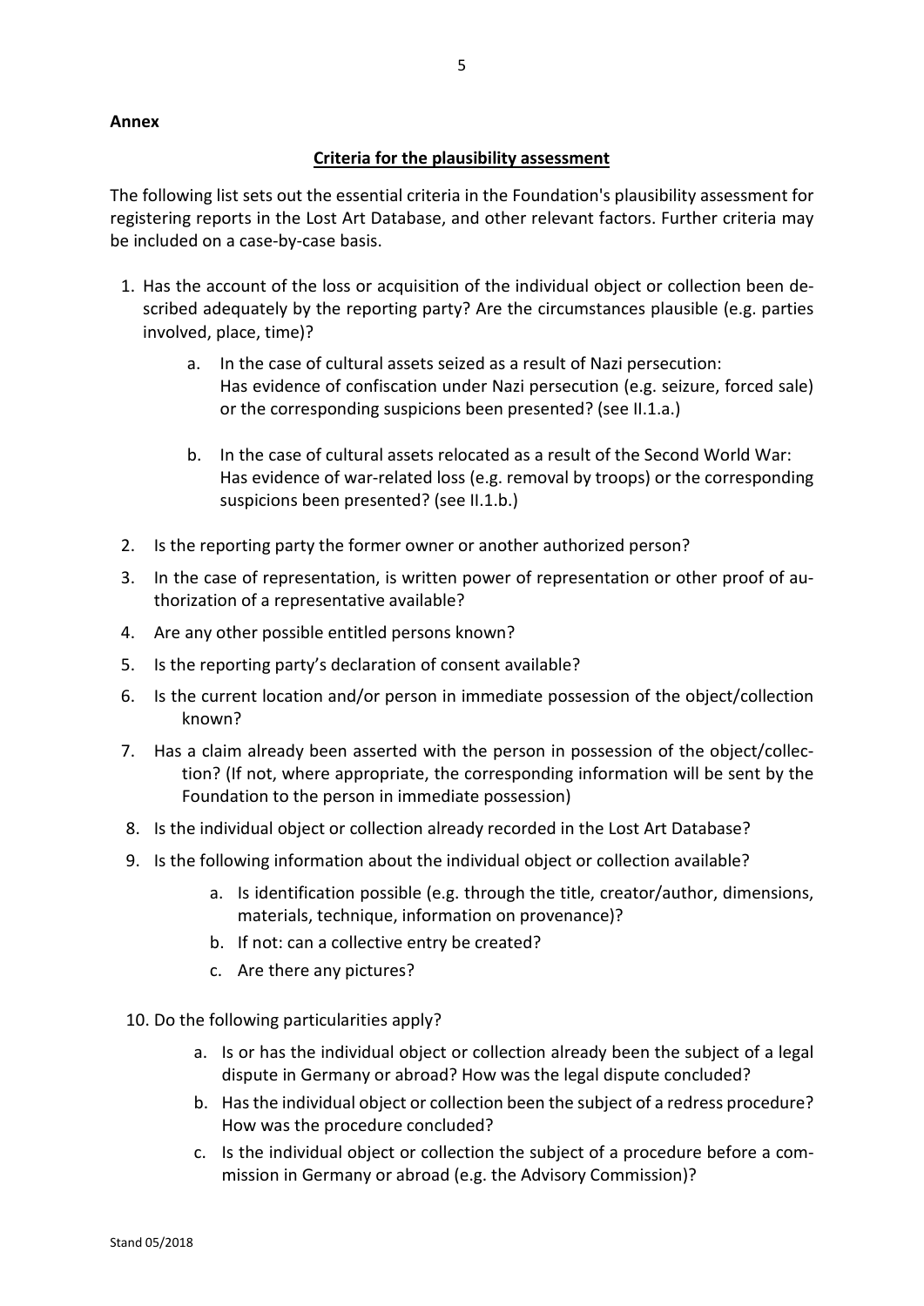**Annex**

## Criteria for the plausibility assessment

The following list sets out the essential criteria in the Foundation's plausibility assessment for registering reports in the Lost Art Database, and other relevant factors. Further criteria may be included on a case-by-case basis.

1. Has the account of the loss or acquisition of the individual object or collection been described adequately by the reporting party? Are the circumstances plausible (e.g. parties involved, place, time)?
    a. In the case of cultural assets seized as a result of Nazi persecution: Has evidence of confiscation under Nazi persecution (e.g. seizure, forced sale) or the corresponding suspicions been presented? (see II.1.a.)
    b. In the case of cultural assets relocated as a result of the Second World War: Has evidence of war-related loss (e.g. removal by troops) or the corresponding suspicions been presented? (see II.1.b.)
2. Is the reporting party the former owner or another authorized person?
3. In the case of representation, is written power of representation or other proof of authorization of a representative available?
4. Are any other possible entitled persons known?
5. Is the reporting party's declaration of consent available?
6. Is the current location and/or person in immediate possession of the object/collection known?
7. Has a claim already been asserted with the person in possession of the object/collection? (If not, where appropriate, the corresponding information will be sent by the Foundation to the person in immediate possession)
8. Is the individual object or collection already recorded in the Lost Art Database?
9. Is the following information about the individual object or collection available?
    a. Is identification possible (e.g. through the title, creator/author, dimensions, materials, technique, information on provenance)?
    b. If not: can a collective entry be created?
    c. Are there any pictures?
10. Do the following particularities apply?
    a. Is or has the individual object or collection already been the subject of a legal dispute in Germany or abroad? How was the legal dispute concluded?
    b. Has the individual object or collection been the subject of a redress procedure? How was the procedure concluded?
    c. Is the individual object or collection the subject of a procedure before a commission in Germany or abroad (e.g. the Advisory Commission)?

Stand 05/2018